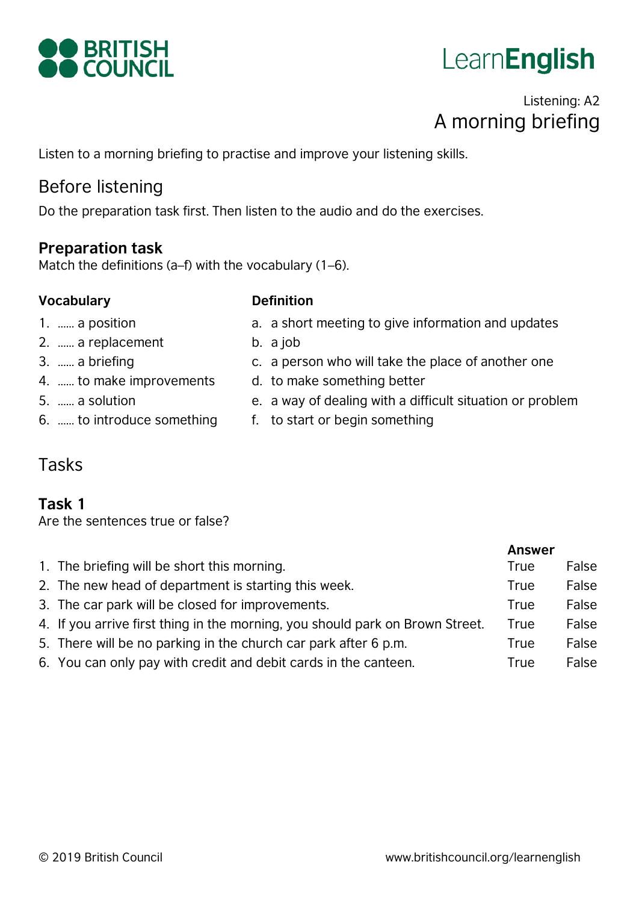BRITISH COUNCIL

LearnEnglish

Listening: A2

# A morning briefing

Listen to a morning briefing to practise and improve your listening skills.

## Before listening

Do the preparation task first. Then listen to the audio and do the exercises.

### Preparation task

Match the definitions (a–f) with the vocabulary (1–6).

| Vocabulary | Definition |
|---|---|
| 1. ...... a position | a. a short meeting to give information and updates |
| 2. ...... a replacement | b. a job |
| 3. ...... a briefing | c. a person who will take the place of another one |
| 4. ...... to make improvements | d. to make something better |
| 5. ...... a solution | e. a way of dealing with a difficult situation or problem |
| 6. ...... to introduce something | f. to start or begin something |

## Tasks

### Task 1

Are the sentences true or false?

| | Answer | |
|---|---|---|
| 1. The briefing will be short this morning. | True | False |
| 2. The new head of department is starting this week. | True | False |
| 3. The car park will be closed for improvements. | True | False |
| 4. If you arrive first thing in the morning, you should park on Brown Street. | True | False |
| 5. There will be no parking in the church car park after 6 p.m. | True | False |
| 6. You can only pay with credit and debit cards in the canteen. | True | False |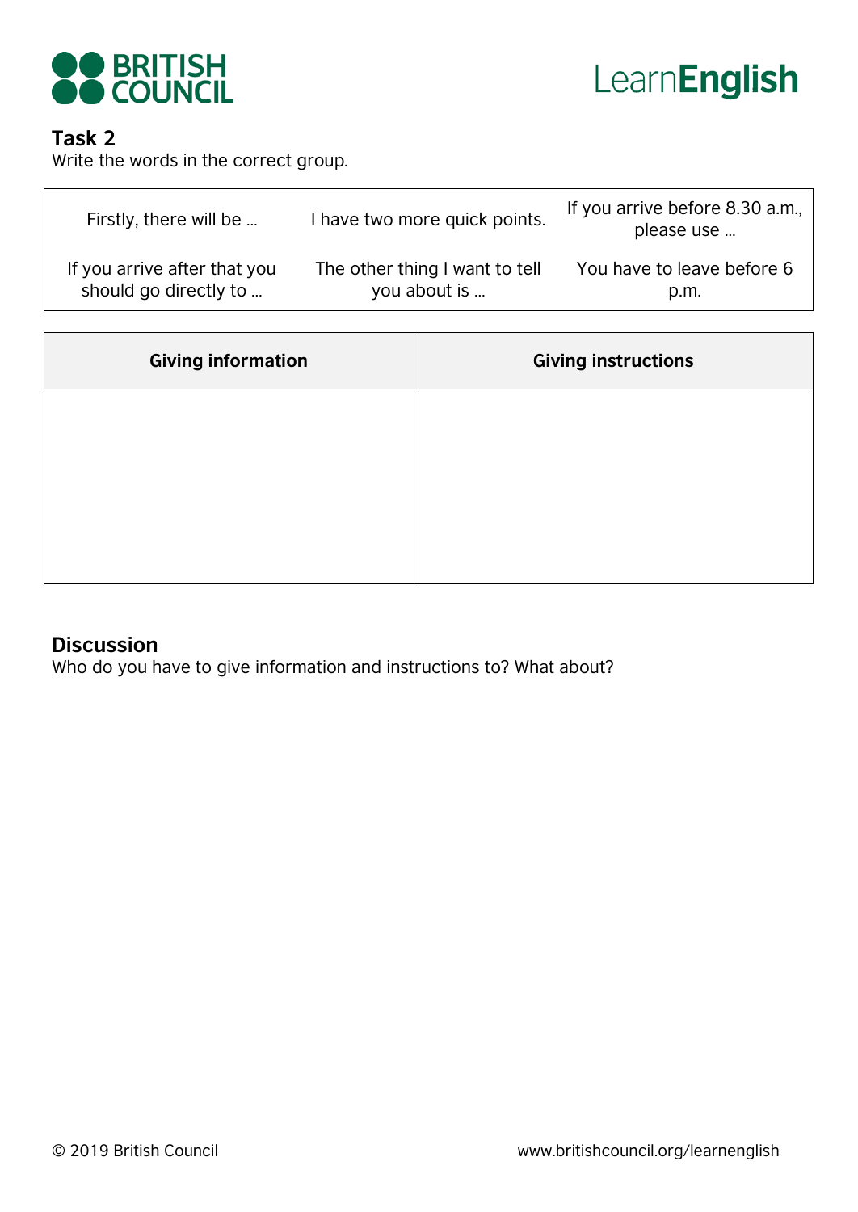## Task 2

Write the words in the correct group.

| | | |
|---|---|---|
| Firstly, there will be … | I have two more quick points. | If you arrive before 8.30 a.m., please use … |
| If you arrive after that you should go directly to … | The other thing I want to tell you about is … | You have to leave before 6 p.m. |

| Giving information | Giving instructions |
|---|---|
| | |

## Discussion

Who do you have to give information and instructions to? What about?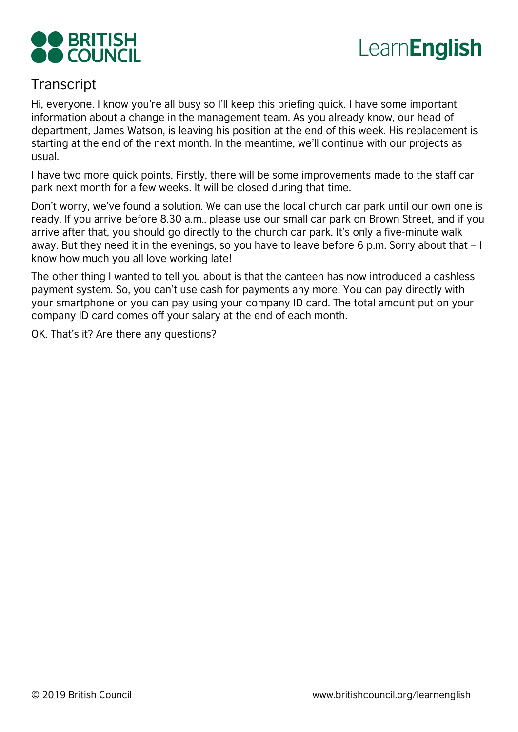## Transcript

Hi, everyone. I know you're all busy so I'll keep this briefing quick. I have some important information about a change in the management team. As you already know, our head of department, James Watson, is leaving his position at the end of this week. His replacement is starting at the end of the next month. In the meantime, we'll continue with our projects as usual.

I have two more quick points. Firstly, there will be some improvements made to the staff car park next month for a few weeks. It will be closed during that time.

Don't worry, we've found a solution. We can use the local church car park until our own one is ready. If you arrive before 8.30 a.m., please use our small car park on Brown Street, and if you arrive after that, you should go directly to the church car park. It's only a five-minute walk away. But they need it in the evenings, so you have to leave before 6 p.m. Sorry about that – I know how much you all love working late!

The other thing I wanted to tell you about is that the canteen has now introduced a cashless payment system. So, you can't use cash for payments any more. You can pay directly with your smartphone or you can pay using your company ID card. The total amount put on your company ID card comes off your salary at the end of each month.

OK. That's it? Are there any questions?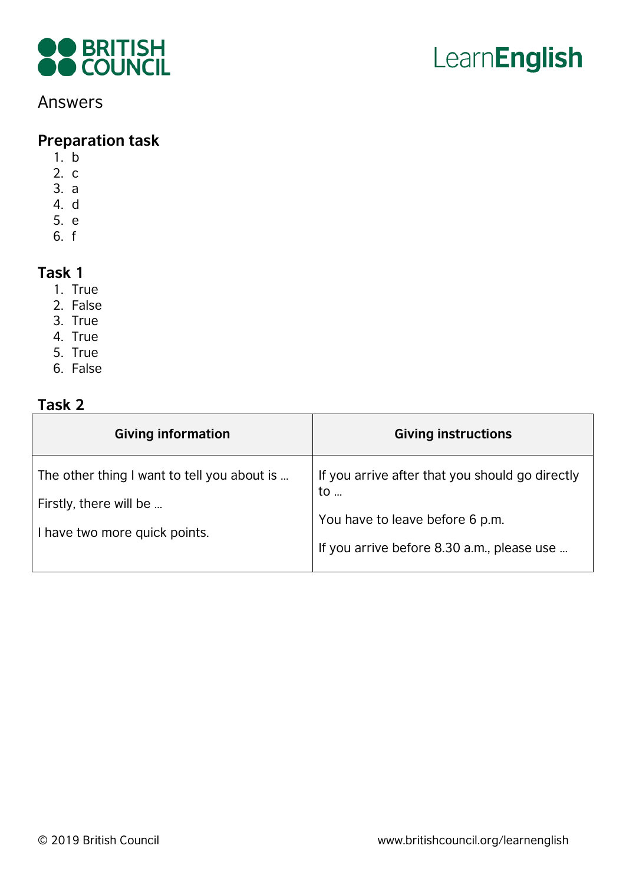Answers

## Preparation task

1. b
2. c
3. a
4. d
5. e
6. f

## Task 1

1. True
2. False
3. True
4. True
5. True
6. False

## Task 2

| Giving information | Giving instructions |
|---|---|
| The other thing I want to tell you about is … <br> Firstly, there will be … <br> I have two more quick points. | If you arrive after that you should go directly to … <br> You have to leave before 6 p.m. <br> If you arrive before 8.30 a.m., please use … |